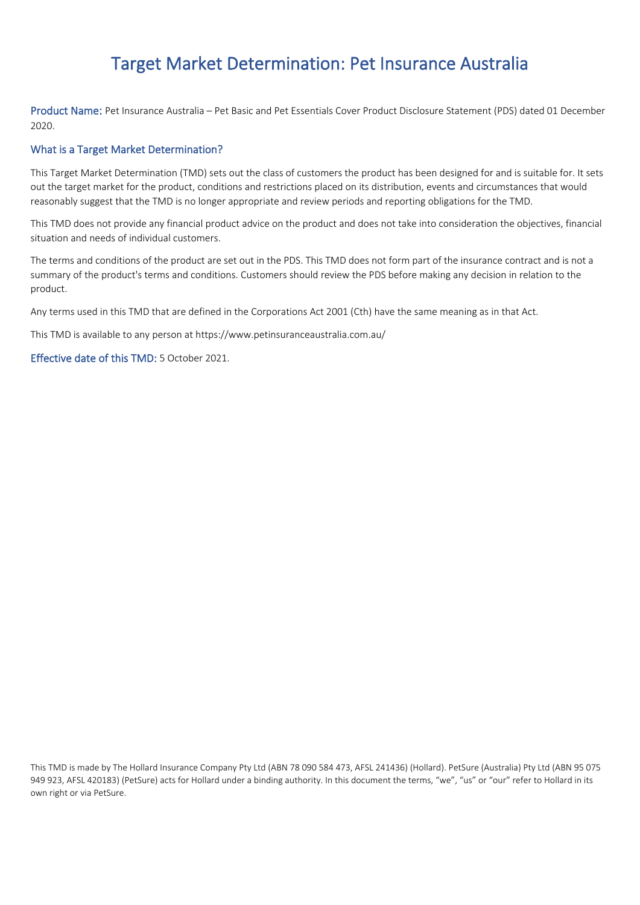# Target Market Determination: Pet Insurance Australia

**Product Name:** Pet Insurance Australia – Pet Basic and Pet Essentials Cover Product Disclosure Statement (PDS) dated 01 December 2020.

## What is a Target Market Determination?

This Target Market Determination (TMD) sets out the class of customers the product has been designed for and is suitable for. It sets out the target market for the product, conditions and restrictions placed on its distribution, events and circumstances that would reasonably suggest that the TMD is no longer appropriate and review periods and reporting obligations for the TMD.

This TMD does not provide any financial product advice on the product and does not take into consideration the objectives, financial situation and needs of individual customers.

The terms and conditions of the product are set out in the PDS. This TMD does not form part of the insurance contract and is not a summary of the product's terms and conditions. Customers should review the PDS before making any decision in relation to the product.

Any terms used in this TMD that are defined in the Corporations Act 2001 (Cth) have the same meaning as in that Act.

This TMD is available to any person at https://www.petinsuranceaustralia.com.au/

**Effective date of this TMD:** 5 October 2021.

This TMD is made by The Hollard Insurance Company Pty Ltd (ABN 78 090 584 473, AFSL 241436) (Hollard). PetSure (Australia) Pty Ltd (ABN 95 075 949 923, AFSL 420183) (PetSure) acts for Hollard under a binding authority. In this document the terms, "we", "us" or "our" refer to Hollard in its own right or via PetSure.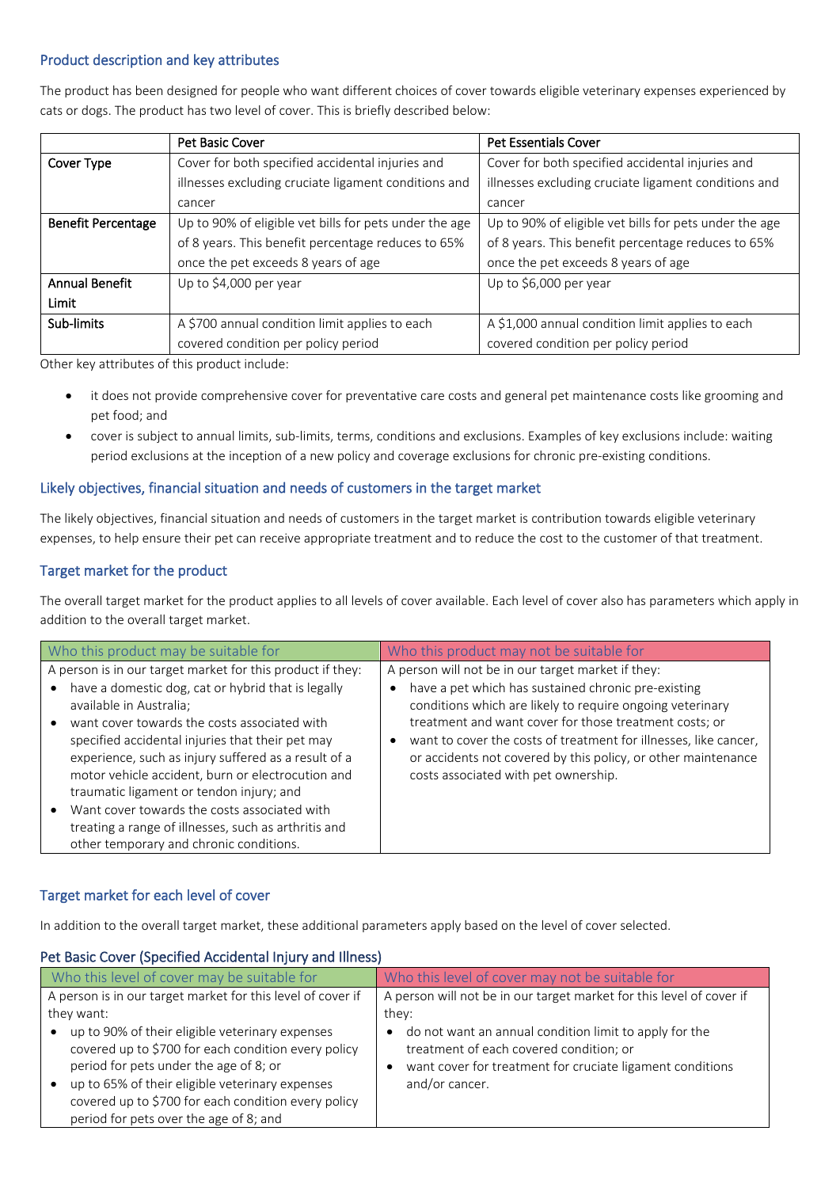## Product description and key attributes

The product has been designed for people who want different choices of cover towards eligible veterinary expenses experienced by cats or dogs. The product has two level of cover. This is briefly described below:

| | Pet Basic Cover | Pet Essentials Cover |
|---|---|---|
| Cover Type | Cover for both specified accidental injuries and illnesses excluding cruciate ligament conditions and cancer | Cover for both specified accidental injuries and illnesses excluding cruciate ligament conditions and cancer |
| Benefit Percentage | Up to 90% of eligible vet bills for pets under the age of 8 years. This benefit percentage reduces to 65% once the pet exceeds 8 years of age | Up to 90% of eligible vet bills for pets under the age of 8 years. This benefit percentage reduces to 65% once the pet exceeds 8 years of age |
| Annual Benefit Limit | Up to $4,000 per year | Up to $6,000 per year |
| Sub-limits | A $700 annual condition limit applies to each covered condition per policy period | A $1,000 annual condition limit applies to each covered condition per policy period |

Other key attributes of this product include:

- it does not provide comprehensive cover for preventative care costs and general pet maintenance costs like grooming and pet food; and
- cover is subject to annual limits, sub-limits, terms, conditions and exclusions. Examples of key exclusions include: waiting period exclusions at the inception of a new policy and coverage exclusions for chronic pre-existing conditions.

## Likely objectives, financial situation and needs of customers in the target market

The likely objectives, financial situation and needs of customers in the target market is contribution towards eligible veterinary expenses, to help ensure their pet can receive appropriate treatment and to reduce the cost to the customer of that treatment.

## Target market for the product

The overall target market for the product applies to all levels of cover available. Each level of cover also has parameters which apply in addition to the overall target market.

| Who this product may be suitable for | Who this product may not be suitable for |
|---|---|
| A person is in our target market for this product if they:<br>• have a domestic dog, cat or hybrid that is legally available in Australia;<br>• want cover towards the costs associated with specified accidental injuries that their pet may experience, such as injury suffered as a result of a motor vehicle accident, burn or electrocution and traumatic ligament or tendon injury; and<br>• Want cover towards the costs associated with treating a range of illnesses, such as arthritis and other temporary and chronic conditions. | A person will not be in our target market if they:<br>• have a pet which has sustained chronic pre-existing conditions which are likely to require ongoing veterinary treatment and want cover for those treatment costs; or<br>• want to cover the costs of treatment for illnesses, like cancer, or accidents not covered by this policy, or other maintenance costs associated with pet ownership. |

## Target market for each level of cover

In addition to the overall target market, these additional parameters apply based on the level of cover selected.

### Pet Basic Cover (Specified Accidental Injury and Illness)

| Who this level of cover may be suitable for | Who this level of cover may not be suitable for |
|---|---|
| A person is in our target market for this level of cover if they want:<br>• up to 90% of their eligible veterinary expenses covered up to $700 for each condition every policy period for pets under the age of 8; or<br>• up to 65% of their eligible veterinary expenses covered up to $700 for each condition every policy period for pets over the age of 8; and | A person will not be in our target market for this level of cover if they:<br>• do not want an annual condition limit to apply for the treatment of each covered condition; or<br>• want cover for treatment for cruciate ligament conditions and/or cancer. |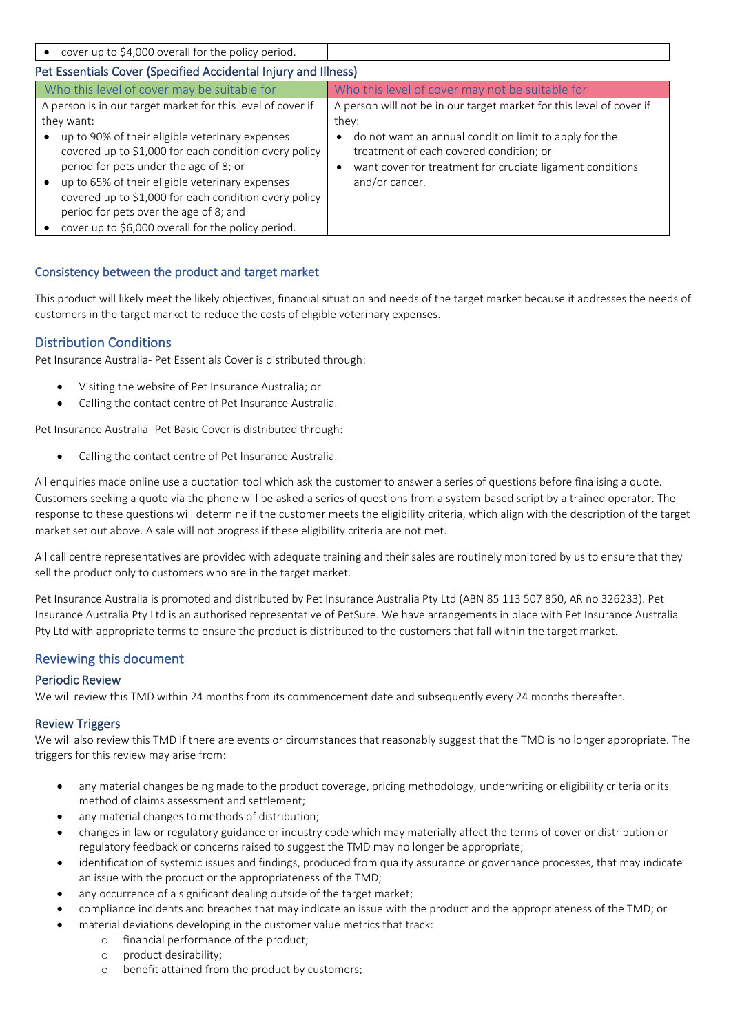| | |
|---|---|
| • cover up to $4,000 overall for the policy period. | |

### Pet Essentials Cover (Specified Accidental Injury and Illness)

| Who this level of cover may be suitable for | Who this level of cover may not be suitable for |
|---|---|
| A person is in our target market for this level of cover if they want:<br>• up to 90% of their eligible veterinary expenses covered up to $1,000 for each condition every policy period for pets under the age of 8; or<br>• up to 65% of their eligible veterinary expenses covered up to $1,000 for each condition every policy period for pets over the age of 8; and<br>• cover up to $6,000 overall for the policy period. | A person will not be in our target market for this level of cover if they:<br>• do not want an annual condition limit to apply for the treatment of each covered condition; or<br>• want cover for treatment for cruciate ligament conditions and/or cancer. |

### Consistency between the product and target market

This product will likely meet the likely objectives, financial situation and needs of the target market because it addresses the needs of customers in the target market to reduce the costs of eligible veterinary expenses.

## Distribution Conditions

Pet Insurance Australia- Pet Essentials Cover is distributed through:

- Visiting the website of Pet Insurance Australia; or
- Calling the contact centre of Pet Insurance Australia.

Pet Insurance Australia- Pet Basic Cover is distributed through:

- Calling the contact centre of Pet Insurance Australia.

All enquiries made online use a quotation tool which ask the customer to answer a series of questions before finalising a quote. Customers seeking a quote via the phone will be asked a series of questions from a system-based script by a trained operator. The response to these questions will determine if the customer meets the eligibility criteria, which align with the description of the target market set out above. A sale will not progress if these eligibility criteria are not met.

All call centre representatives are provided with adequate training and their sales are routinely monitored by us to ensure that they sell the product only to customers who are in the target market.

Pet Insurance Australia is promoted and distributed by Pet Insurance Australia Pty Ltd (ABN 85 113 507 850, AR no 326233). Pet Insurance Australia Pty Ltd is an authorised representative of PetSure. We have arrangements in place with Pet Insurance Australia Pty Ltd with appropriate terms to ensure the product is distributed to the customers that fall within the target market.

## Reviewing this document

### Periodic Review

We will review this TMD within 24 months from its commencement date and subsequently every 24 months thereafter.

### Review Triggers

We will also review this TMD if there are events or circumstances that reasonably suggest that the TMD is no longer appropriate. The triggers for this review may arise from:

- any material changes being made to the product coverage, pricing methodology, underwriting or eligibility criteria or its method of claims assessment and settlement;
- any material changes to methods of distribution;
- changes in law or regulatory guidance or industry code which may materially affect the terms of cover or distribution or regulatory feedback or concerns raised to suggest the TMD may no longer be appropriate;
- identification of systemic issues and findings, produced from quality assurance or governance processes, that may indicate an issue with the product or the appropriateness of the TMD;
- any occurrence of a significant dealing outside of the target market;
- compliance incidents and breaches that may indicate an issue with the product and the appropriateness of the TMD; or
- material deviations developing in the customer value metrics that track:
  - financial performance of the product;
  - product desirability;
  - benefit attained from the product by customers;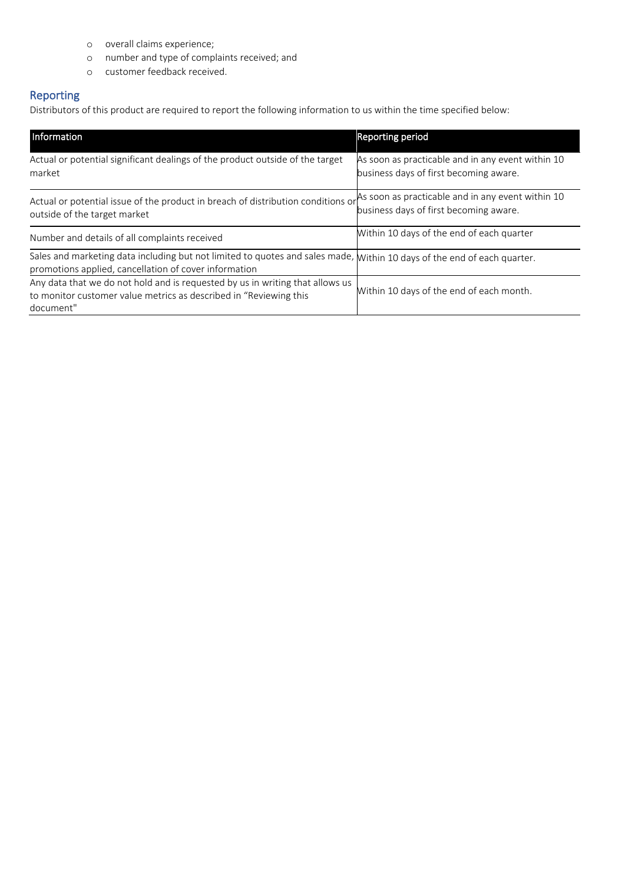- overall claims experience;
- number and type of complaints received; and
- customer feedback received.

## Reporting

Distributors of this product are required to report the following information to us within the time specified below:

| Information | Reporting period |
|---|---|
| Actual or potential significant dealings of the product outside of the target market | As soon as practicable and in any event within 10 business days of first becoming aware. |
| Actual or potential issue of the product in breach of distribution conditions or outside of the target market | As soon as practicable and in any event within 10 business days of first becoming aware. |
| Number and details of all complaints received | Within 10 days of the end of each quarter |
| Sales and marketing data including but not limited to quotes and sales made, promotions applied, cancellation of cover information | Within 10 days of the end of each quarter. |
| Any data that we do not hold and is requested by us in writing that allows us to monitor customer value metrics as described in "Reviewing this document" | Within 10 days of the end of each month. |